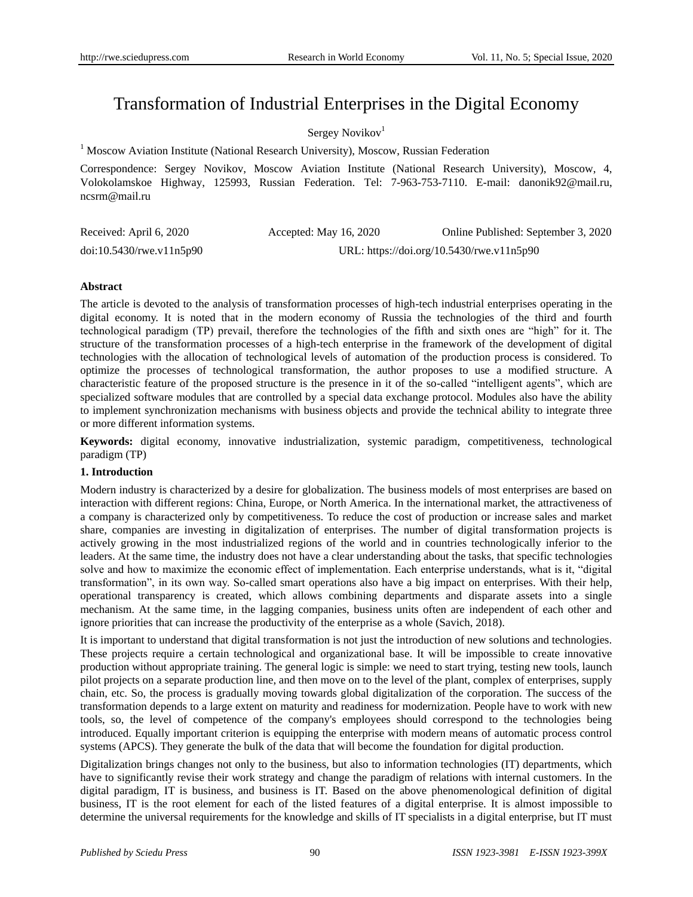# Transformation of Industrial Enterprises in the Digital Economy

Sergey Novikov[1]

[1] Moscow Aviation Institute (National Research University), Moscow, Russian Federation

Correspondence: Sergey Novikov, Moscow Aviation Institute (National Research University), Moscow, 4, Volokolamskoe Highway, 125993, Russian Federation. Tel: 7-963-753-7110. E-mail: danonik92@mail.ru, ncsrm@mail.ru

Received: April 6, 2020 Accepted: May 16, 2020 Online Published: September 3, 2020

doi:10.5430/rwe.v11n5p90 URL: https://doi.org/10.5430/rwe.v11n5p90

**Abstract**

The article is devoted to the analysis of transformation processes of high-tech industrial enterprises operating in the digital economy. It is noted that in the modern economy of Russia the technologies of the third and fourth technological paradigm (TP) prevail, therefore the technologies of the fifth and sixth ones are "high" for it. The structure of the transformation processes of a high-tech enterprise in the framework of the development of digital technologies with the allocation of technological levels of automation of the production process is considered. To optimize the processes of technological transformation, the author proposes to use a modified structure. A characteristic feature of the proposed structure is the presence in it of the so-called "intelligent agents", which are specialized software modules that are controlled by a special data exchange protocol. Modules also have the ability to implement synchronization mechanisms with business objects and provide the technical ability to integrate three or more different information systems.

**Keywords:** digital economy, innovative industrialization, systemic paradigm, competitiveness, technological paradigm (TP)

## 1. Introduction

Modern industry is characterized by a desire for globalization. The business models of most enterprises are based on interaction with different regions: China, Europe, or North America. In the international market, the attractiveness of a company is characterized only by competitiveness. To reduce the cost of production or increase sales and market share, companies are investing in digitalization of enterprises. The number of digital transformation projects is actively growing in the most industrialized regions of the world and in countries technologically inferior to the leaders. At the same time, the industry does not have a clear understanding about the tasks, that specific technologies solve and how to maximize the economic effect of implementation. Each enterprise understands, what is it, "digital transformation", in its own way. So-called smart operations also have a big impact on enterprises. With their help, operational transparency is created, which allows combining departments and disparate assets into a single mechanism. At the same time, in the lagging companies, business units often are independent of each other and ignore priorities that can increase the productivity of the enterprise as a whole (Savich, 2018).

It is important to understand that digital transformation is not just the introduction of new solutions and technologies. These projects require a certain technological and organizational base. It will be impossible to create innovative production without appropriate training. The general logic is simple: we need to start trying, testing new tools, launch pilot projects on a separate production line, and then move on to the level of the plant, complex of enterprises, supply chain, etc. So, the process is gradually moving towards global digitalization of the corporation. The success of the transformation depends to a large extent on maturity and readiness for modernization. People have to work with new tools, so, the level of competence of the company's employees should correspond to the technologies being introduced. Equally important criterion is equipping the enterprise with modern means of automatic process control systems (APCS). They generate the bulk of the data that will become the foundation for digital production.

Digitalization brings changes not only to the business, but also to information technologies (IT) departments, which have to significantly revise their work strategy and change the paradigm of relations with internal customers. In the digital paradigm, IT is business, and business is IT. Based on the above phenomenological definition of digital business, IT is the root element for each of the listed features of a digital enterprise. It is almost impossible to determine the universal requirements for the knowledge and skills of IT specialists in a digital enterprise, but IT must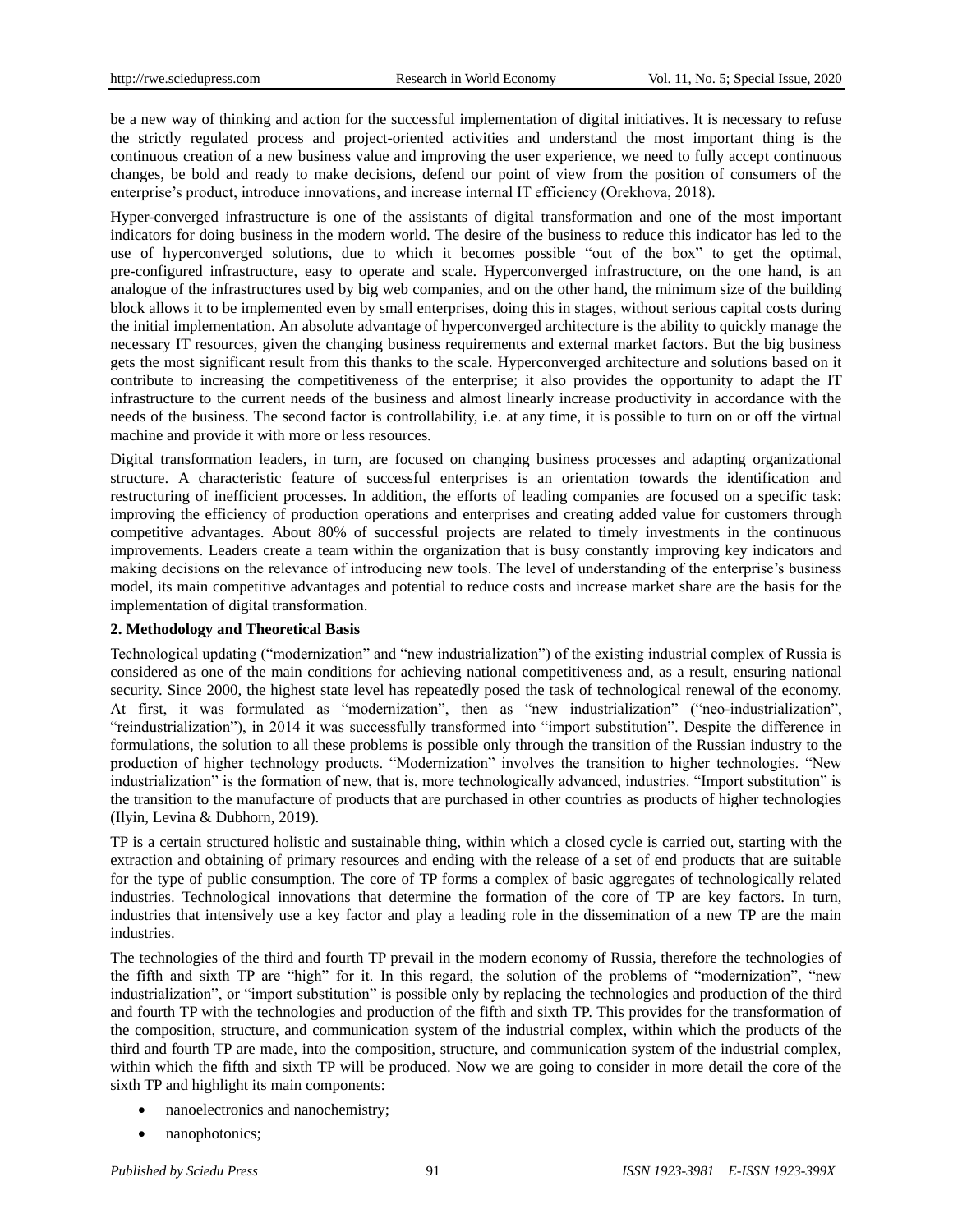be a new way of thinking and action for the successful implementation of digital initiatives. It is necessary to refuse the strictly regulated process and project-oriented activities and understand the most important thing is the continuous creation of a new business value and improving the user experience, we need to fully accept continuous changes, be bold and ready to make decisions, defend our point of view from the position of consumers of the enterprise's product, introduce innovations, and increase internal IT efficiency (Orekhova, 2018).

Hyper-converged infrastructure is one of the assistants of digital transformation and one of the most important indicators for doing business in the modern world. The desire of the business to reduce this indicator has led to the use of hyperconverged solutions, due to which it becomes possible "out of the box" to get the optimal, pre-configured infrastructure, easy to operate and scale. Hyperconverged infrastructure, on the one hand, is an analogue of the infrastructures used by big web companies, and on the other hand, the minimum size of the building block allows it to be implemented even by small enterprises, doing this in stages, without serious capital costs during the initial implementation. An absolute advantage of hyperconverged architecture is the ability to quickly manage the necessary IT resources, given the changing business requirements and external market factors. But the big business gets the most significant result from this thanks to the scale. Hyperconverged architecture and solutions based on it contribute to increasing the competitiveness of the enterprise; it also provides the opportunity to adapt the IT infrastructure to the current needs of the business and almost linearly increase productivity in accordance with the needs of the business. The second factor is controllability, i.e. at any time, it is possible to turn on or off the virtual machine and provide it with more or less resources.

Digital transformation leaders, in turn, are focused on changing business processes and adapting organizational structure. A characteristic feature of successful enterprises is an orientation towards the identification and restructuring of inefficient processes. In addition, the efforts of leading companies are focused on a specific task: improving the efficiency of production operations and enterprises and creating added value for customers through competitive advantages. About 80% of successful projects are related to timely investments in the continuous improvements. Leaders create a team within the organization that is busy constantly improving key indicators and making decisions on the relevance of introducing new tools. The level of understanding of the enterprise's business model, its main competitive advantages and potential to reduce costs and increase market share are the basis for the implementation of digital transformation.

## 2. Methodology and Theoretical Basis

Technological updating ("modernization" and "new industrialization") of the existing industrial complex of Russia is considered as one of the main conditions for achieving national competitiveness and, as a result, ensuring national security. Since 2000, the highest state level has repeatedly posed the task of technological renewal of the economy. At first, it was formulated as "modernization", then as "new industrialization" ("neo-industrialization", "reindustrialization"), in 2014 it was successfully transformed into "import substitution". Despite the difference in formulations, the solution to all these problems is possible only through the transition of the Russian industry to the production of higher technology products. "Modernization" involves the transition to higher technologies. "New industrialization" is the formation of new, that is, more technologically advanced, industries. "Import substitution" is the transition to the manufacture of products that are purchased in other countries as products of higher technologies (Ilyin, Levina & Dubhorn, 2019).

TP is a certain structured holistic and sustainable thing, within which a closed cycle is carried out, starting with the extraction and obtaining of primary resources and ending with the release of a set of end products that are suitable for the type of public consumption. The core of TP forms a complex of basic aggregates of technologically related industries. Technological innovations that determine the formation of the core of TP are key factors. In turn, industries that intensively use a key factor and play a leading role in the dissemination of a new TP are the main industries.

The technologies of the third and fourth TP prevail in the modern economy of Russia, therefore the technologies of the fifth and sixth TP are "high" for it. In this regard, the solution of the problems of "modernization", "new industrialization", or "import substitution" is possible only by replacing the technologies and production of the third and fourth TP with the technologies and production of the fifth and sixth TP. This provides for the transformation of the composition, structure, and communication system of the industrial complex, within which the products of the third and fourth TP are made, into the composition, structure, and communication system of the industrial complex, within which the fifth and sixth TP will be produced. Now we are going to consider in more detail the core of the sixth TP and highlight its main components:

- nanoelectronics and nanochemistry;
- nanophotonics;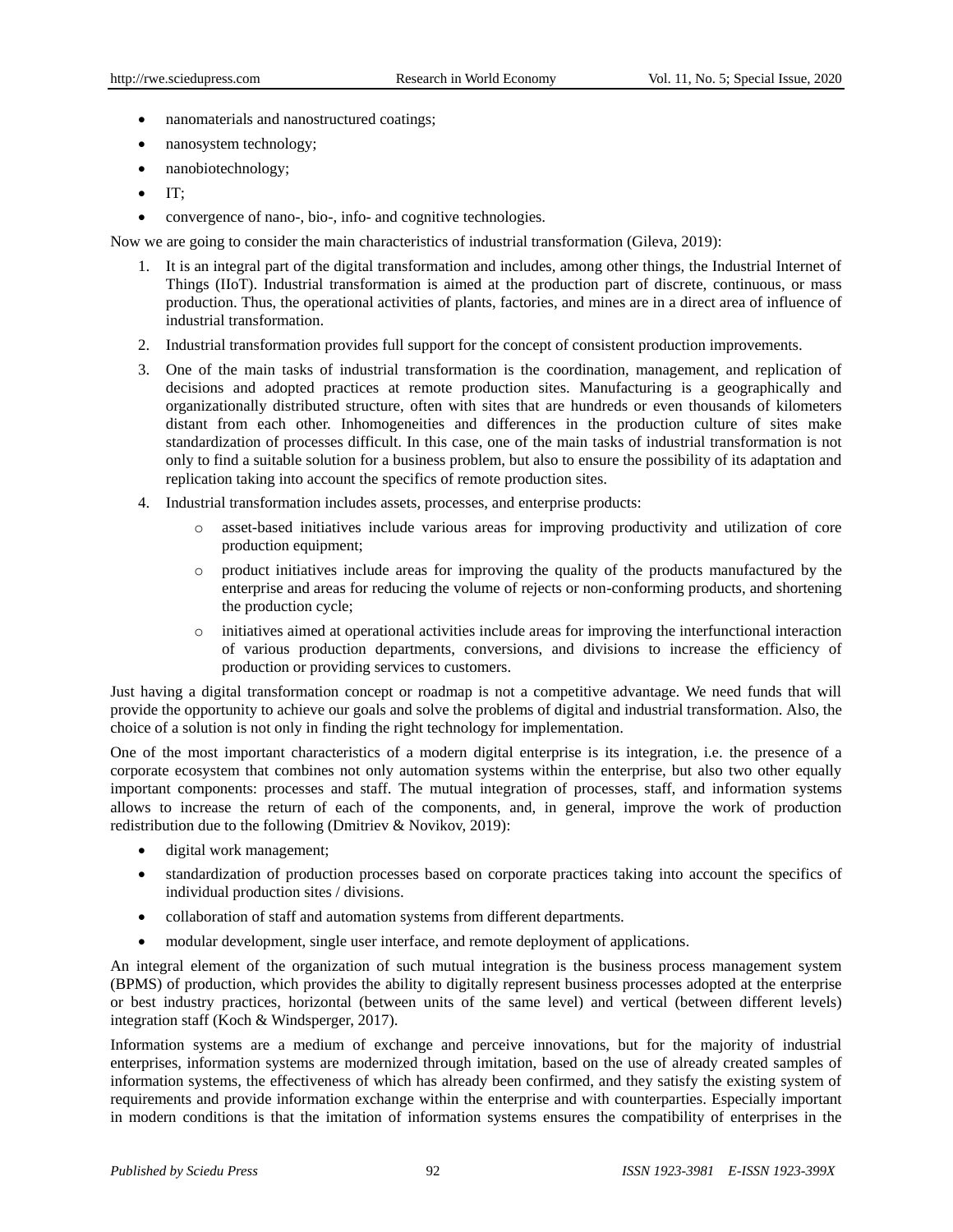- nanomaterials and nanostructured coatings;
- nanosystem technology;
- nanobiotechnology;
- IT;
- convergence of nano-, bio-, info- and cognitive technologies.

Now we are going to consider the main characteristics of industrial transformation (Gileva, 2019):

1. It is an integral part of the digital transformation and includes, among other things, the Industrial Internet of Things (IIoT). Industrial transformation is aimed at the production part of discrete, continuous, or mass production. Thus, the operational activities of plants, factories, and mines are in a direct area of influence of industrial transformation.
2. Industrial transformation provides full support for the concept of consistent production improvements.
3. One of the main tasks of industrial transformation is the coordination, management, and replication of decisions and adopted practices at remote production sites. Manufacturing is a geographically and organizationally distributed structure, often with sites that are hundreds or even thousands of kilometers distant from each other. Inhomogeneities and differences in the production culture of sites make standardization of processes difficult. In this case, one of the main tasks of industrial transformation is not only to find a suitable solution for a business problem, but also to ensure the possibility of its adaptation and replication taking into account the specifics of remote production sites.
4. Industrial transformation includes assets, processes, and enterprise products:
   - asset-based initiatives include various areas for improving productivity and utilization of core production equipment;
   - product initiatives include areas for improving the quality of the products manufactured by the enterprise and areas for reducing the volume of rejects or non-conforming products, and shortening the production cycle;
   - initiatives aimed at operational activities include areas for improving the interfunctional interaction of various production departments, conversions, and divisions to increase the efficiency of production or providing services to customers.

Just having a digital transformation concept or roadmap is not a competitive advantage. We need funds that will provide the opportunity to achieve our goals and solve the problems of digital and industrial transformation. Also, the choice of a solution is not only in finding the right technology for implementation.

One of the most important characteristics of a modern digital enterprise is its integration, i.e. the presence of a corporate ecosystem that combines not only automation systems within the enterprise, but also two other equally important components: processes and staff. The mutual integration of processes, staff, and information systems allows to increase the return of each of the components, and, in general, improve the work of production redistribution due to the following (Dmitriev & Novikov, 2019):

- digital work management;
- standardization of production processes based on corporate practices taking into account the specifics of individual production sites / divisions.
- collaboration of staff and automation systems from different departments.
- modular development, single user interface, and remote deployment of applications.

An integral element of the organization of such mutual integration is the business process management system (BPMS) of production, which provides the ability to digitally represent business processes adopted at the enterprise or best industry practices, horizontal (between units of the same level) and vertical (between different levels) integration staff (Koch & Windsperger, 2017).

Information systems are a medium of exchange and perceive innovations, but for the majority of industrial enterprises, information systems are modernized through imitation, based on the use of already created samples of information systems, the effectiveness of which has already been confirmed, and they satisfy the existing system of requirements and provide information exchange within the enterprise and with counterparties. Especially important in modern conditions is that the imitation of information systems ensures the compatibility of enterprises in the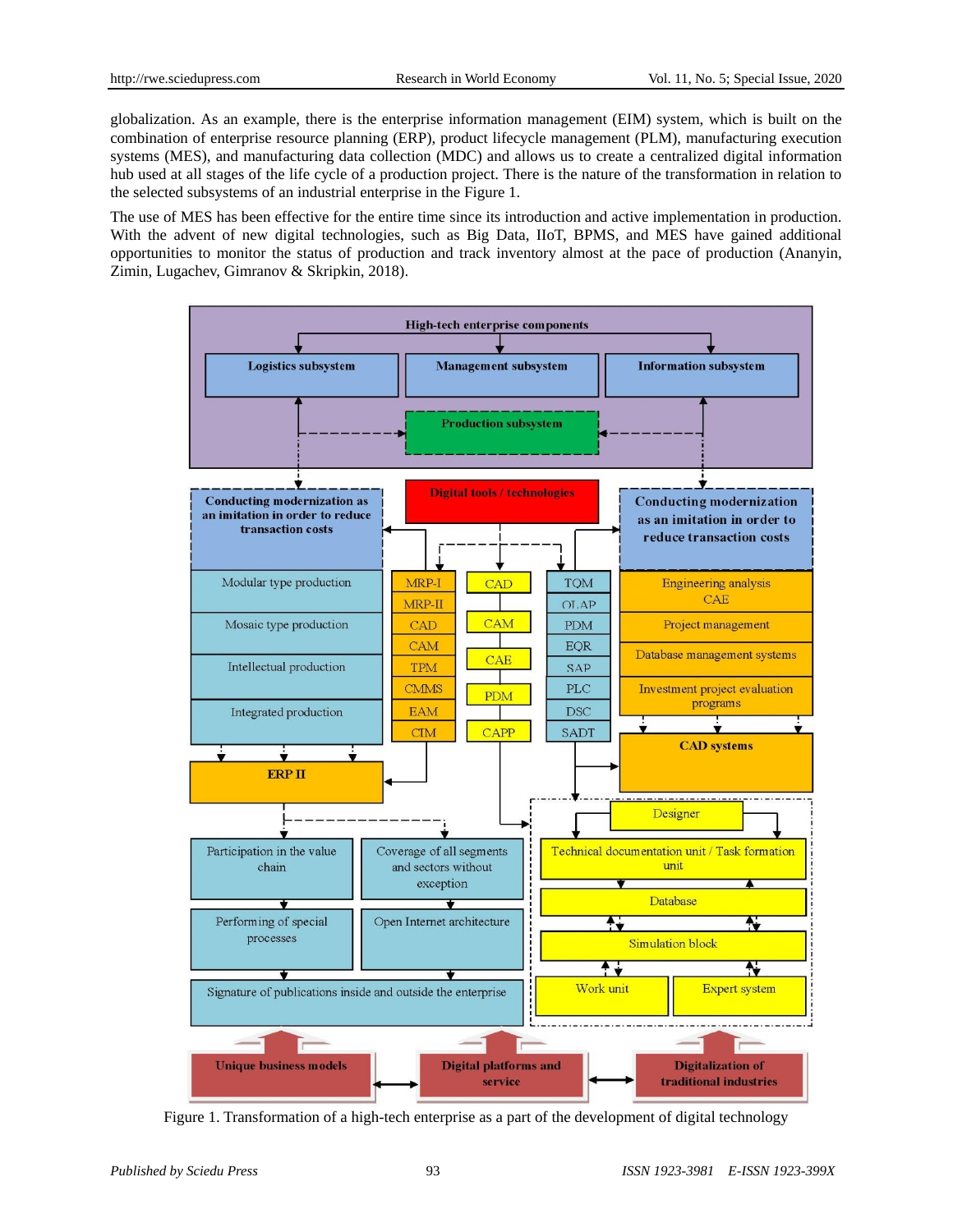globalization. As an example, there is the enterprise information management (EIM) system, which is built on the combination of enterprise resource planning (ERP), product lifecycle management (PLM), manufacturing execution systems (MES), and manufacturing data collection (MDC) and allows us to create a centralized digital information hub used at all stages of the life cycle of a production project. There is the nature of the transformation in relation to the selected subsystems of an industrial enterprise in the Figure 1.

The use of MES has been effective for the entire time since its introduction and active implementation in production. With the advent of new digital technologies, such as Big Data, IIoT, BPMS, and MES have gained additional opportunities to monitor the status of production and track inventory almost at the pace of production (Ananyin, Zimin, Lugachev, Gimranov & Skripkin, 2018).

Figure 1. Transformation of a high-tech enterprise as a part of the development of digital technology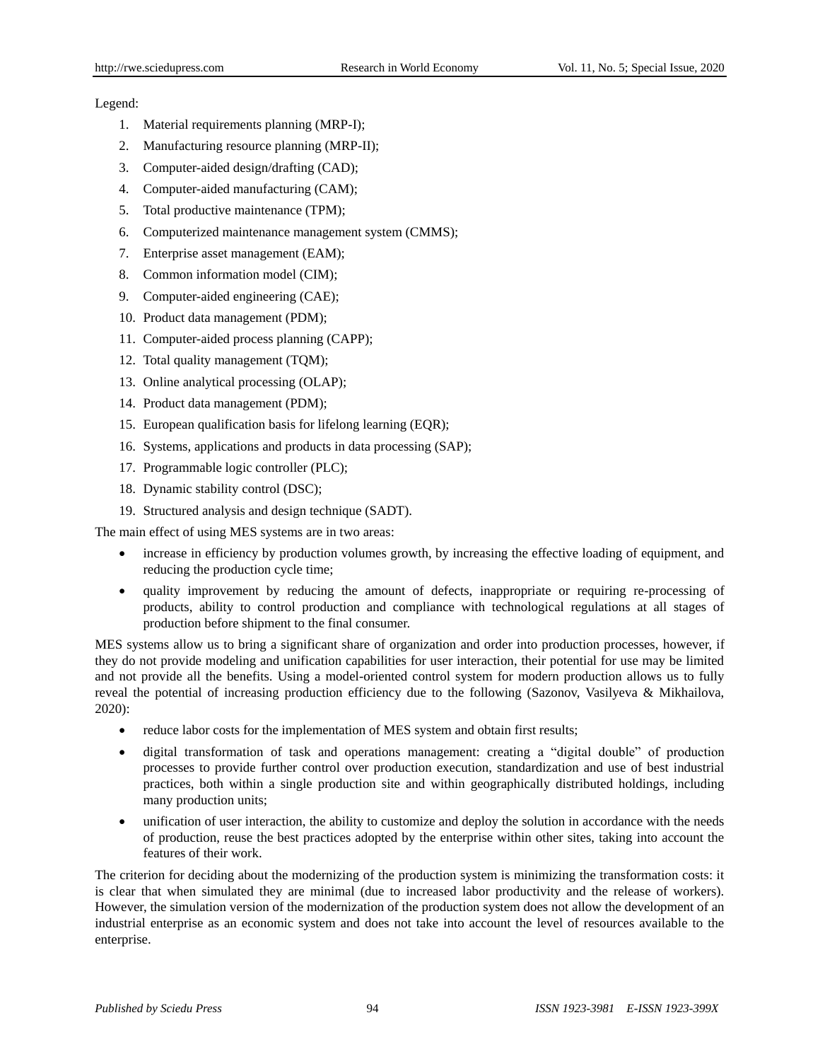Legend:

1. Material requirements planning (MRP-I);
2. Manufacturing resource planning (MRP-II);
3. Computer-aided design/drafting (CAD);
4. Computer-aided manufacturing (CAM);
5. Total productive maintenance (TPM);
6. Computerized maintenance management system (CMMS);
7. Enterprise asset management (EAM);
8. Common information model (CIM);
9. Computer-aided engineering (CAE);
10. Product data management (PDM);
11. Computer-aided process planning (CAPP);
12. Total quality management (TQM);
13. Online analytical processing (OLAP);
14. Product data management (PDM);
15. European qualification basis for lifelong learning (EQR);
16. Systems, applications and products in data processing (SAP);
17. Programmable logic controller (PLC);
18. Dynamic stability control (DSC);
19. Structured analysis and design technique (SADT).

The main effect of using MES systems are in two areas:

- increase in efficiency by production volumes growth, by increasing the effective loading of equipment, and reducing the production cycle time;
- quality improvement by reducing the amount of defects, inappropriate or requiring re-processing of products, ability to control production and compliance with technological regulations at all stages of production before shipment to the final consumer.

MES systems allow us to bring a significant share of organization and order into production processes, however, if they do not provide modeling and unification capabilities for user interaction, their potential for use may be limited and not provide all the benefits. Using a model-oriented control system for modern production allows us to fully reveal the potential of increasing production efficiency due to the following (Sazonov, Vasilyeva & Mikhailova, 2020):

- reduce labor costs for the implementation of MES system and obtain first results;
- digital transformation of task and operations management: creating a "digital double" of production processes to provide further control over production execution, standardization and use of best industrial practices, both within a single production site and within geographically distributed holdings, including many production units;
- unification of user interaction, the ability to customize and deploy the solution in accordance with the needs of production, reuse the best practices adopted by the enterprise within other sites, taking into account the features of their work.

The criterion for deciding about the modernizing of the production system is minimizing the transformation costs: it is clear that when simulated they are minimal (due to increased labor productivity and the release of workers). However, the simulation version of the modernization of the production system does not allow the development of an industrial enterprise as an economic system and does not take into account the level of resources available to the enterprise.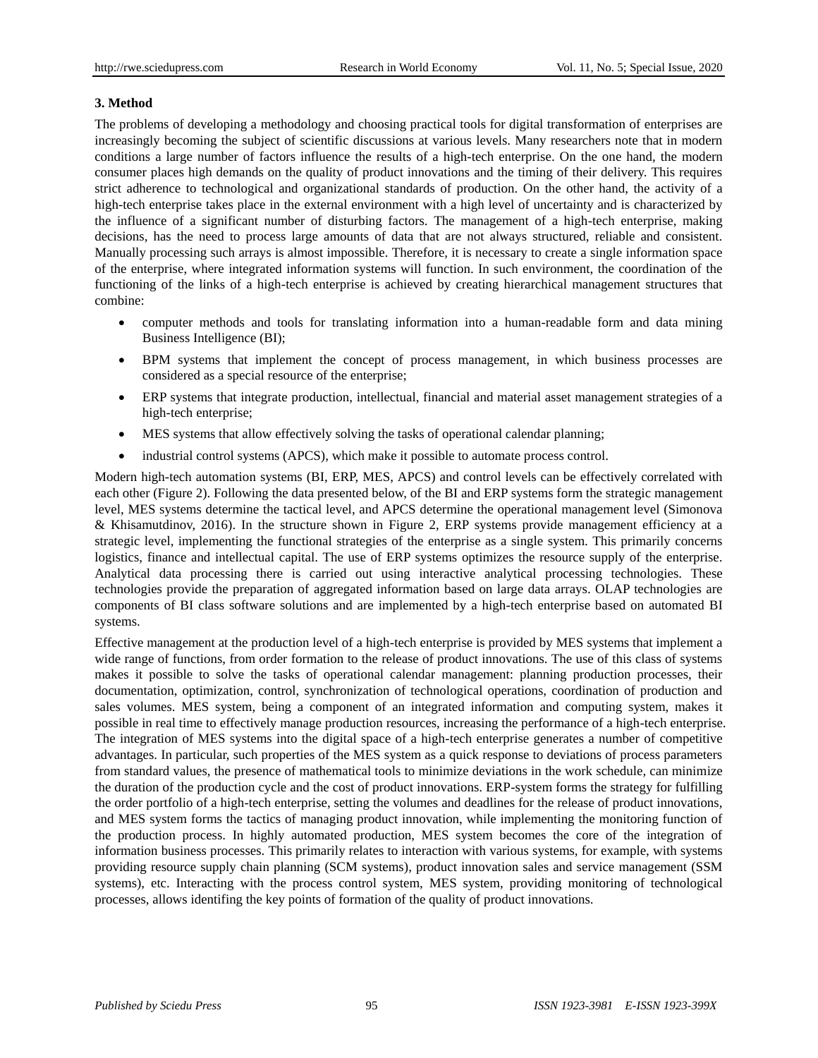## 3. Method

The problems of developing a methodology and choosing practical tools for digital transformation of enterprises are increasingly becoming the subject of scientific discussions at various levels. Many researchers note that in modern conditions a large number of factors influence the results of a high-tech enterprise. On the one hand, the modern consumer places high demands on the quality of product innovations and the timing of their delivery. This requires strict adherence to technological and organizational standards of production. On the other hand, the activity of a high-tech enterprise takes place in the external environment with a high level of uncertainty and is characterized by the influence of a significant number of disturbing factors. The management of a high-tech enterprise, making decisions, has the need to process large amounts of data that are not always structured, reliable and consistent. Manually processing such arrays is almost impossible. Therefore, it is necessary to create a single information space of the enterprise, where integrated information systems will function. In such environment, the coordination of the functioning of the links of a high-tech enterprise is achieved by creating hierarchical management structures that combine:

- computer methods and tools for translating information into a human-readable form and data mining Business Intelligence (BI);
- BPM systems that implement the concept of process management, in which business processes are considered as a special resource of the enterprise;
- ERP systems that integrate production, intellectual, financial and material asset management strategies of a high-tech enterprise;
- MES systems that allow effectively solving the tasks of operational calendar planning;
- industrial control systems (APCS), which make it possible to automate process control.

Modern high-tech automation systems (BI, ERP, MES, APCS) and control levels can be effectively correlated with each other (Figure 2). Following the data presented below, of the BI and ERP systems form the strategic management level, MES systems determine the tactical level, and APCS determine the operational management level (Simonova & Khisamutdinov, 2016). In the structure shown in Figure 2, ERP systems provide management efficiency at a strategic level, implementing the functional strategies of the enterprise as a single system. This primarily concerns logistics, finance and intellectual capital. The use of ERP systems optimizes the resource supply of the enterprise. Analytical data processing there is carried out using interactive analytical processing technologies. These technologies provide the preparation of aggregated information based on large data arrays. OLAP technologies are components of BI class software solutions and are implemented by a high-tech enterprise based on automated BI systems.

Effective management at the production level of a high-tech enterprise is provided by MES systems that implement a wide range of functions, from order formation to the release of product innovations. The use of this class of systems makes it possible to solve the tasks of operational calendar management: planning production processes, their documentation, optimization, control, synchronization of technological operations, coordination of production and sales volumes. MES system, being a component of an integrated information and computing system, makes it possible in real time to effectively manage production resources, increasing the performance of a high-tech enterprise. The integration of MES systems into the digital space of a high-tech enterprise generates a number of competitive advantages. In particular, such properties of the MES system as a quick response to deviations of process parameters from standard values, the presence of mathematical tools to minimize deviations in the work schedule, can minimize the duration of the production cycle and the cost of product innovations. ERP-system forms the strategy for fulfilling the order portfolio of a high-tech enterprise, setting the volumes and deadlines for the release of product innovations, and MES system forms the tactics of managing product innovation, while implementing the monitoring function of the production process. In highly automated production, MES system becomes the core of the integration of information business processes. This primarily relates to interaction with various systems, for example, with systems providing resource supply chain planning (SCM systems), product innovation sales and service management (SSM systems), etc. Interacting with the process control system, MES system, providing monitoring of technological processes, allows identifing the key points of formation of the quality of product innovations.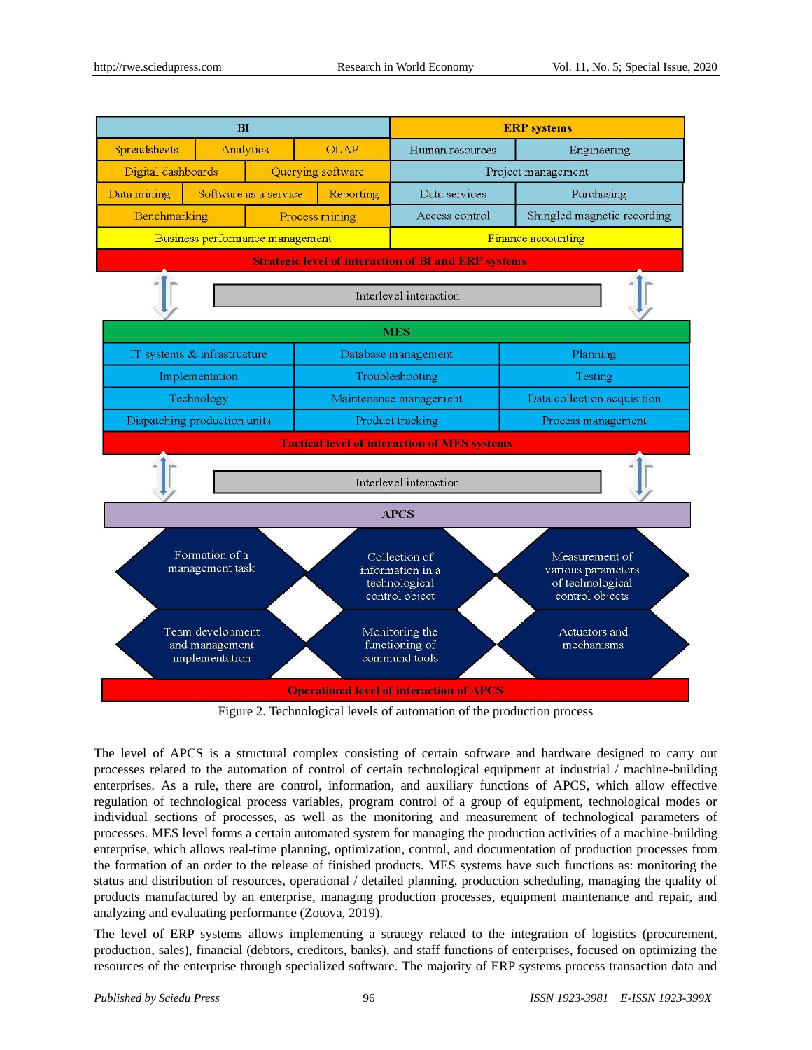| BI | | | ERP systems | |
|---|---|---|---|---|
| Spreadsheets | Analytics | OLAP | Human resources | Engineering |
| Digital dashboards | Querying software | | Project management | |
| Data mining | Software as a service | Reporting | Data services | Purchasing |
| Benchmarking | Process mining | | Access control | Shingled magnetic recording |
| Business performance management | | | Finance accounting | |
| Strategic level of interaction of BI and ERP systems | | | | |

Interlevel interaction

| MES | | |
|---|---|---|
| IT systems & infrastructure | Database management | Planning |
| Implementation | Troubleshooting | Testing |
| Technology | Maintenance management | Data collection acquisition |
| Dispatching production units | Product tracking | Process management |
| Tactical level of interaction of MES systems | | |

Interlevel interaction

| APCS | | |
|---|---|---|
| Formation of a management task | Collection of information in a technological control object | Measurement of various parameters of technological control objects |
| Team development and management implementation | Monitoring the functioning of command tools | Actuators and mechanisms |
| Operational level of interaction of APCS | | |

Figure 2. Technological levels of automation of the production process

The level of APCS is a structural complex consisting of certain software and hardware designed to carry out processes related to the automation of control of certain technological equipment at industrial / machine-building enterprises. As a rule, there are control, information, and auxiliary functions of APCS, which allow effective regulation of technological process variables, program control of a group of equipment, technological modes or individual sections of processes, as well as the monitoring and measurement of technological parameters of processes. MES level forms a certain automated system for managing the production activities of a machine-building enterprise, which allows real-time planning, optimization, control, and documentation of production processes from the formation of an order to the release of finished products. MES systems have such functions as: monitoring the status and distribution of resources, operational / detailed planning, production scheduling, managing the quality of products manufactured by an enterprise, managing production processes, equipment maintenance and repair, and analyzing and evaluating performance (Zotova, 2019).

The level of ERP systems allows implementing a strategy related to the integration of logistics (procurement, production, sales), financial (debtors, creditors, banks), and staff functions of enterprises, focused on optimizing the resources of the enterprise through specialized software. The majority of ERP systems process transaction data and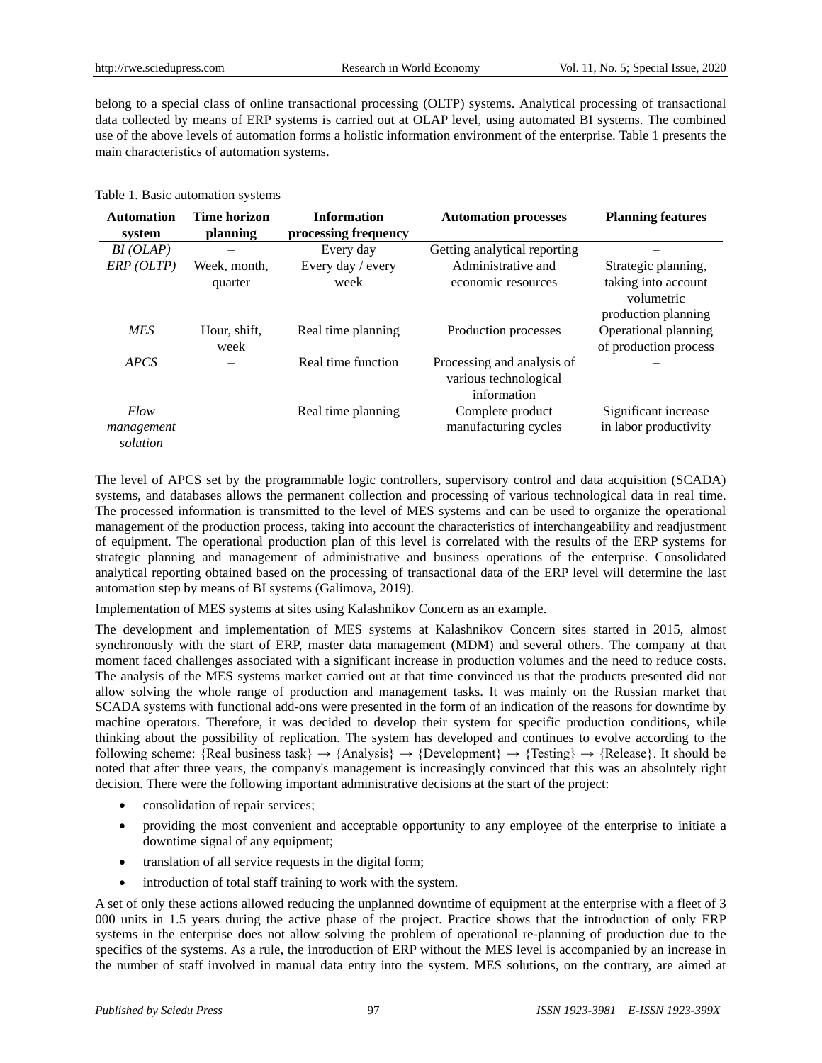belong to a special class of online transactional processing (OLTP) systems. Analytical processing of transactional data collected by means of ERP systems is carried out at OLAP level, using automated BI systems. The combined use of the above levels of automation forms a holistic information environment of the enterprise. Table 1 presents the main characteristics of automation systems.

Table 1. Basic automation systems

| Automation system | Time horizon planning | Information processing frequency | Automation processes | Planning features |
|---|---|---|---|---|
| *BI (OLAP)* | – | Every day | Getting analytical reporting | – |
| *ERP (OLTP)* | Week, month, quarter | Every day / every week | Administrative and economic resources | Strategic planning, taking into account volumetric production planning |
| *MES* | Hour, shift, week | Real time planning | Production processes | Operational planning of production process |
| *APCS* | – | Real time function | Processing and analysis of various technological information | – |
| *Flow management solution* | – | Real time planning | Complete product manufacturing cycles | Significant increase in labor productivity |

The level of APCS set by the programmable logic controllers, supervisory control and data acquisition (SCADA) systems, and databases allows the permanent collection and processing of various technological data in real time. The processed information is transmitted to the level of MES systems and can be used to organize the operational management of the production process, taking into account the characteristics of interchangeability and readjustment of equipment. The operational production plan of this level is correlated with the results of the ERP systems for strategic planning and management of administrative and business operations of the enterprise. Consolidated analytical reporting obtained based on the processing of transactional data of the ERP level will determine the last automation step by means of BI systems (Galimova, 2019).

Implementation of MES systems at sites using Kalashnikov Concern as an example.

The development and implementation of MES systems at Kalashnikov Concern sites started in 2015, almost synchronously with the start of ERP, master data management (MDM) and several others. The company at that moment faced challenges associated with a significant increase in production volumes and the need to reduce costs. The analysis of the MES systems market carried out at that time convinced us that the products presented did not allow solving the whole range of production and management tasks. It was mainly on the Russian market that SCADA systems with functional add-ons were presented in the form of an indication of the reasons for downtime by machine operators. Therefore, it was decided to develop their system for specific production conditions, while thinking about the possibility of replication. The system has developed and continues to evolve according to the following scheme: {Real business task} → {Analysis} → {Development} → {Testing} → {Release}. It should be noted that after three years, the company's management is increasingly convinced that this was an absolutely right decision. There were the following important administrative decisions at the start of the project:

- consolidation of repair services;
- providing the most convenient and acceptable opportunity to any employee of the enterprise to initiate a downtime signal of any equipment;
- translation of all service requests in the digital form;
- introduction of total staff training to work with the system.

A set of only these actions allowed reducing the unplanned downtime of equipment at the enterprise with a fleet of 3 000 units in 1.5 years during the active phase of the project. Practice shows that the introduction of only ERP systems in the enterprise does not allow solving the problem of operational re-planning of production due to the specifics of the systems. As a rule, the introduction of ERP without the MES level is accompanied by an increase in the number of staff involved in manual data entry into the system. MES solutions, on the contrary, are aimed at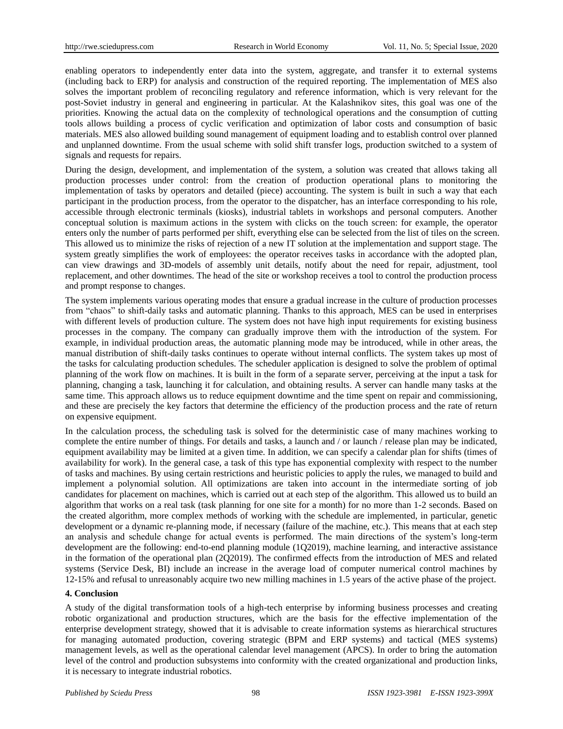enabling operators to independently enter data into the system, aggregate, and transfer it to external systems (including back to ERP) for analysis and construction of the required reporting. The implementation of MES also solves the important problem of reconciling regulatory and reference information, which is very relevant for the post-Soviet industry in general and engineering in particular. At the Kalashnikov sites, this goal was one of the priorities. Knowing the actual data on the complexity of technological operations and the consumption of cutting tools allows building a process of cyclic verification and optimization of labor costs and consumption of basic materials. MES also allowed building sound management of equipment loading and to establish control over planned and unplanned downtime. From the usual scheme with solid shift transfer logs, production switched to a system of signals and requests for repairs.

During the design, development, and implementation of the system, a solution was created that allows taking all production processes under control: from the creation of production operational plans to monitoring the implementation of tasks by operators and detailed (piece) accounting. The system is built in such a way that each participant in the production process, from the operator to the dispatcher, has an interface corresponding to his role, accessible through electronic terminals (kiosks), industrial tablets in workshops and personal computers. Another conceptual solution is maximum actions in the system with clicks on the touch screen: for example, the operator enters only the number of parts performed per shift, everything else can be selected from the list of tiles on the screen. This allowed us to minimize the risks of rejection of a new IT solution at the implementation and support stage. The system greatly simplifies the work of employees: the operator receives tasks in accordance with the adopted plan, can view drawings and 3D-models of assembly unit details, notify about the need for repair, adjustment, tool replacement, and other downtimes. The head of the site or workshop receives a tool to control the production process and prompt response to changes.

The system implements various operating modes that ensure a gradual increase in the culture of production processes from "chaos" to shift-daily tasks and automatic planning. Thanks to this approach, MES can be used in enterprises with different levels of production culture. The system does not have high input requirements for existing business processes in the company. The company can gradually improve them with the introduction of the system. For example, in individual production areas, the automatic planning mode may be introduced, while in other areas, the manual distribution of shift-daily tasks continues to operate without internal conflicts. The system takes up most of the tasks for calculating production schedules. The scheduler application is designed to solve the problem of optimal planning of the work flow on machines. It is built in the form of a separate server, perceiving at the input a task for planning, changing a task, launching it for calculation, and obtaining results. A server can handle many tasks at the same time. This approach allows us to reduce equipment downtime and the time spent on repair and commissioning, and these are precisely the key factors that determine the efficiency of the production process and the rate of return on expensive equipment.

In the calculation process, the scheduling task is solved for the deterministic case of many machines working to complete the entire number of things. For details and tasks, a launch and / or launch / release plan may be indicated, equipment availability may be limited at a given time. In addition, we can specify a calendar plan for shifts (times of availability for work). In the general case, a task of this type has exponential complexity with respect to the number of tasks and machines. By using certain restrictions and heuristic policies to apply the rules, we managed to build and implement a polynomial solution. All optimizations are taken into account in the intermediate sorting of job candidates for placement on machines, which is carried out at each step of the algorithm. This allowed us to build an algorithm that works on a real task (task planning for one site for a month) for no more than 1-2 seconds. Based on the created algorithm, more complex methods of working with the schedule are implemented, in particular, genetic development or a dynamic re-planning mode, if necessary (failure of the machine, etc.). This means that at each step an analysis and schedule change for actual events is performed. The main directions of the system's long-term development are the following: end-to-end planning module (1Q2019), machine learning, and interactive assistance in the formation of the operational plan (2Q2019). The confirmed effects from the introduction of MES and related systems (Service Desk, BI) include an increase in the average load of computer numerical control machines by 12-15% and refusal to unreasonably acquire two new milling machines in 1.5 years of the active phase of the project.

## 4. Conclusion

A study of the digital transformation tools of a high-tech enterprise by informing business processes and creating robotic organizational and production structures, which are the basis for the effective implementation of the enterprise development strategy, showed that it is advisable to create information systems as hierarchical structures for managing automated production, covering strategic (BPM and ERP systems) and tactical (MES systems) management levels, as well as the operational calendar level management (APCS). In order to bring the automation level of the control and production subsystems into conformity with the created organizational and production links, it is necessary to integrate industrial robotics.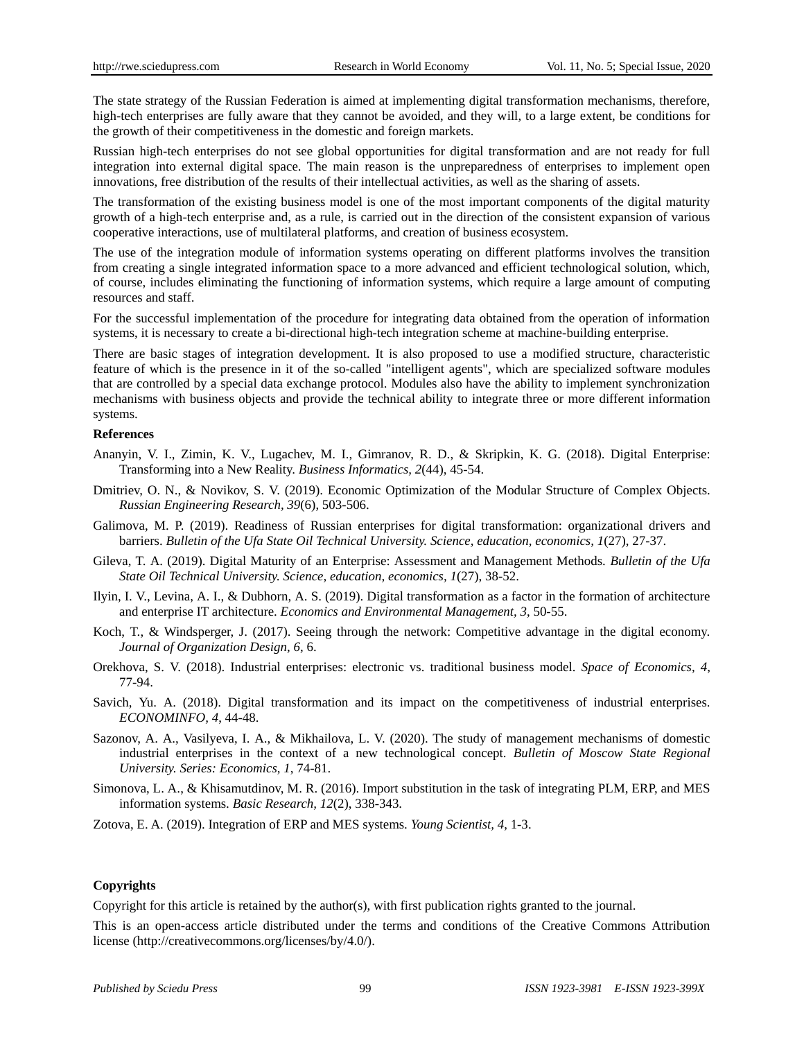The state strategy of the Russian Federation is aimed at implementing digital transformation mechanisms, therefore, high-tech enterprises are fully aware that they cannot be avoided, and they will, to a large extent, be conditions for the growth of their competitiveness in the domestic and foreign markets.

Russian high-tech enterprises do not see global opportunities for digital transformation and are not ready for full integration into external digital space. The main reason is the unpreparedness of enterprises to implement open innovations, free distribution of the results of their intellectual activities, as well as the sharing of assets.

The transformation of the existing business model is one of the most important components of the digital maturity growth of a high-tech enterprise and, as a rule, is carried out in the direction of the consistent expansion of various cooperative interactions, use of multilateral platforms, and creation of business ecosystem.

The use of the integration module of information systems operating on different platforms involves the transition from creating a single integrated information space to a more advanced and efficient technological solution, which, of course, includes eliminating the functioning of information systems, which require a large amount of computing resources and staff.

For the successful implementation of the procedure for integrating data obtained from the operation of information systems, it is necessary to create a bi-directional high-tech integration scheme at machine-building enterprise.

There are basic stages of integration development. It is also proposed to use a modified structure, characteristic feature of which is the presence in it of the so-called "intelligent agents", which are specialized software modules that are controlled by a special data exchange protocol. Modules also have the ability to implement synchronization mechanisms with business objects and provide the technical ability to integrate three or more different information systems.

## References

Ananyin, V. I., Zimin, K. V., Lugachev, M. I., Gimranov, R. D., & Skripkin, K. G. (2018). Digital Enterprise: Transforming into a New Reality. *Business Informatics, 2*(44), 45-54.

Dmitriev, O. N., & Novikov, S. V. (2019). Economic Optimization of the Modular Structure of Complex Objects. *Russian Engineering Research, 39*(6), 503-506.

Galimova, M. P. (2019). Readiness of Russian enterprises for digital transformation: organizational drivers and barriers. *Bulletin of the Ufa State Oil Technical University. Science, education, economics, 1*(27), 27-37.

Gileva, T. A. (2019). Digital Maturity of an Enterprise: Assessment and Management Methods. *Bulletin of the Ufa State Oil Technical University. Science, education, economics*, *1*(27), 38-52.

Ilyin, I. V., Levina, A. I., & Dubhorn, A. S. (2019). Digital transformation as a factor in the formation of architecture and enterprise IT architecture. *Economics and Environmental Management, 3*, 50-55.

Koch, T., & Windsperger, J. (2017). Seeing through the network: Competitive advantage in the digital economy. *Journal of Organization Design*, *6*, 6.

Orekhova, S. V. (2018). Industrial enterprises: electronic vs. traditional business model. *Space of Economics, 4*, 77-94.

Savich, Yu. A. (2018). Digital transformation and its impact on the competitiveness of industrial enterprises. *ECONOMINFO, 4*, 44-48.

Sazonov, A. A., Vasilyeva, I. A., & Mikhailova, L. V. (2020). The study of management mechanisms of domestic industrial enterprises in the context of a new technological concept. *Bulletin of Moscow State Regional University. Series: Economics, 1*, 74-81.

Simonova, L. A., & Khisamutdinov, M. R. (2016). Import substitution in the task of integrating PLM, ERP, and MES information systems. *Basic Research, 12*(2), 338-343.

Zotova, E. A. (2019). Integration of ERP and MES systems. *Young Scientist, 4*, 1-3.

## Copyrights

Copyright for this article is retained by the author(s), with first publication rights granted to the journal.

This is an open-access article distributed under the terms and conditions of the Creative Commons Attribution license (http://creativecommons.org/licenses/by/4.0/).